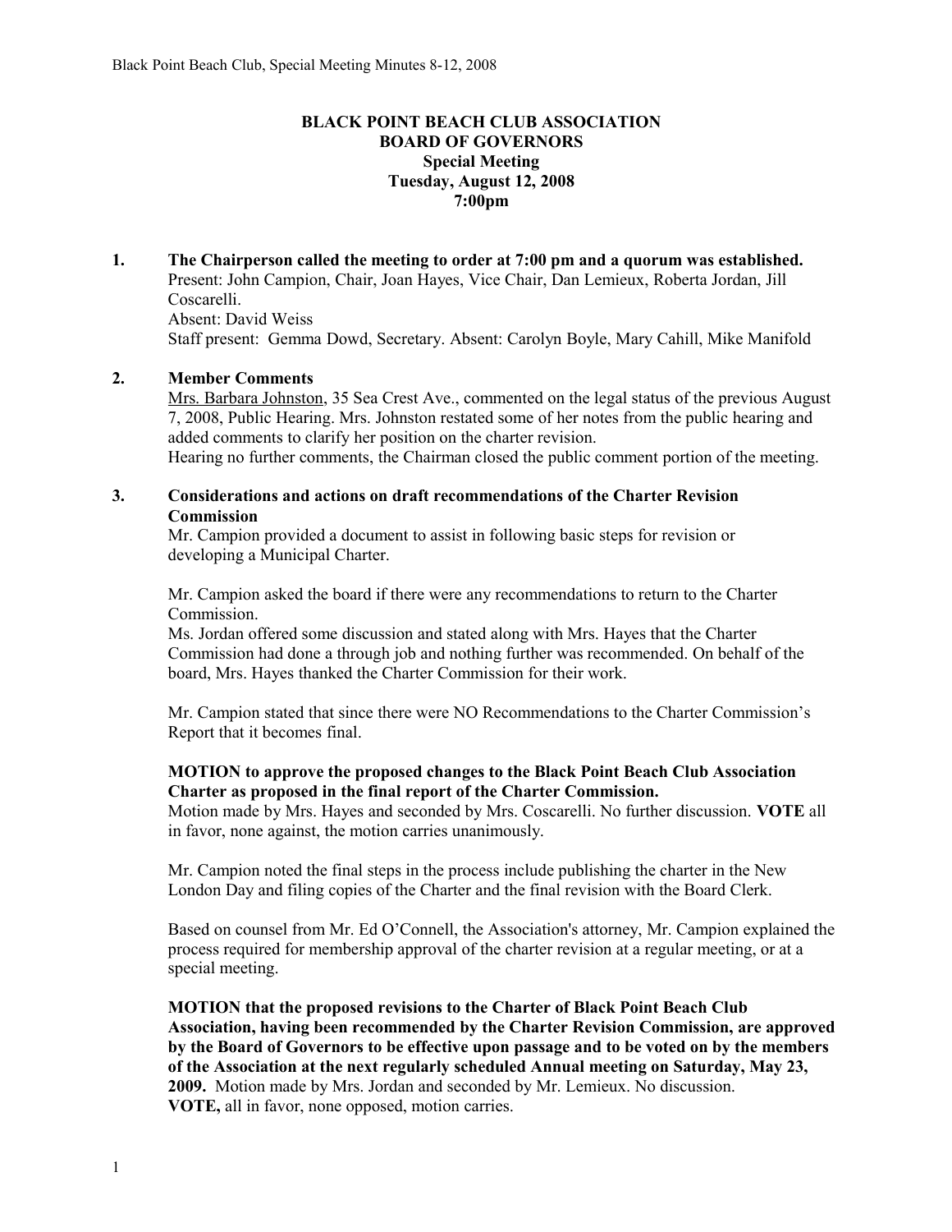**BLACK POINT BEACH CLUB ASSOCIATION**
**BOARD OF GOVERNORS**
**Special Meeting**
**Tuesday, August 12, 2008**
**7:00pm**

**1. The Chairperson called the meeting to order at 7:00 pm and a quorum was established.**
Present: John Campion, Chair, Joan Hayes, Vice Chair, Dan Lemieux, Roberta Jordan, Jill Coscarelli.
Absent: David Weiss
Staff present: Gemma Dowd, Secretary. Absent: Carolyn Boyle, Mary Cahill, Mike Manifold

**2. Member Comments**
Mrs. Barbara Johnston, 35 Sea Crest Ave., commented on the legal status of the previous August 7, 2008, Public Hearing. Mrs. Johnston restated some of her notes from the public hearing and added comments to clarify her position on the charter revision.
Hearing no further comments, the Chairman closed the public comment portion of the meeting.

**3. Considerations and actions on draft recommendations of the Charter Revision Commission**
Mr. Campion provided a document to assist in following basic steps for revision or developing a Municipal Charter.

Mr. Campion asked the board if there were any recommendations to return to the Charter Commission.
Ms. Jordan offered some discussion and stated along with Mrs. Hayes that the Charter Commission had done a through job and nothing further was recommended. On behalf of the board, Mrs. Hayes thanked the Charter Commission for their work.

Mr. Campion stated that since there were NO Recommendations to the Charter Commission's Report that it becomes final.

**MOTION to approve the proposed changes to the Black Point Beach Club Association Charter as proposed in the final report of the Charter Commission.**
Motion made by Mrs. Hayes and seconded by Mrs. Coscarelli. No further discussion. **VOTE** all in favor, none against, the motion carries unanimously.

Mr. Campion noted the final steps in the process include publishing the charter in the New London Day and filing copies of the Charter and the final revision with the Board Clerk.

Based on counsel from Mr. Ed O'Connell, the Association's attorney, Mr. Campion explained the process required for membership approval of the charter revision at a regular meeting, or at a special meeting.

**MOTION that the proposed revisions to the Charter of Black Point Beach Club Association, having been recommended by the Charter Revision Commission, are approved by the Board of Governors to be effective upon passage and to be voted on by the members of the Association at the next regularly scheduled Annual meeting on Saturday, May 23, 2009.** Motion made by Mrs. Jordan and seconded by Mr. Lemieux. No discussion.
**VOTE,** all in favor, none opposed, motion carries.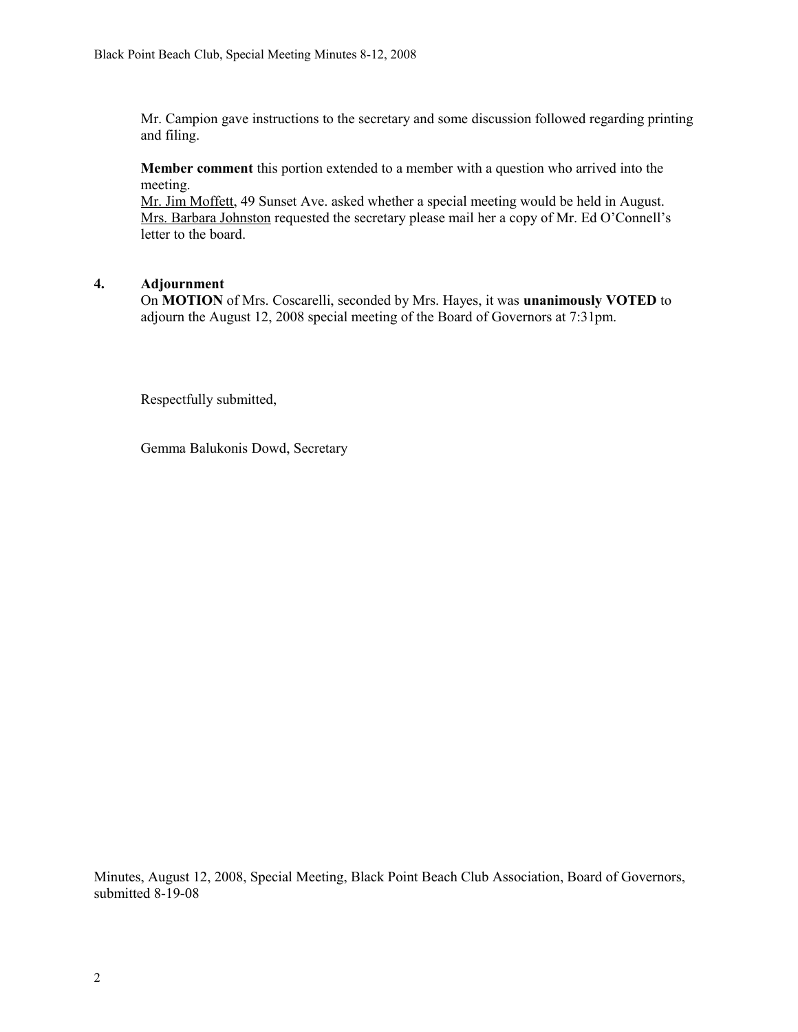Mr. Campion gave instructions to the secretary and some discussion followed regarding printing and filing.

**Member comment** this portion extended to a member with a question who arrived into the meeting.
Mr. Jim Moffett, 49 Sunset Ave. asked whether a special meeting would be held in August.
Mrs. Barbara Johnston requested the secretary please mail her a copy of Mr. Ed O'Connell's letter to the board.

## 4. Adjournment

On **MOTION** of Mrs. Coscarelli, seconded by Mrs. Hayes, it was **unanimously VOTED** to adjourn the August 12, 2008 special meeting of the Board of Governors at 7:31pm.

Respectfully submitted,

Gemma Balukonis Dowd, Secretary

Minutes, August 12, 2008, Special Meeting, Black Point Beach Club Association, Board of Governors, submitted 8-19-08